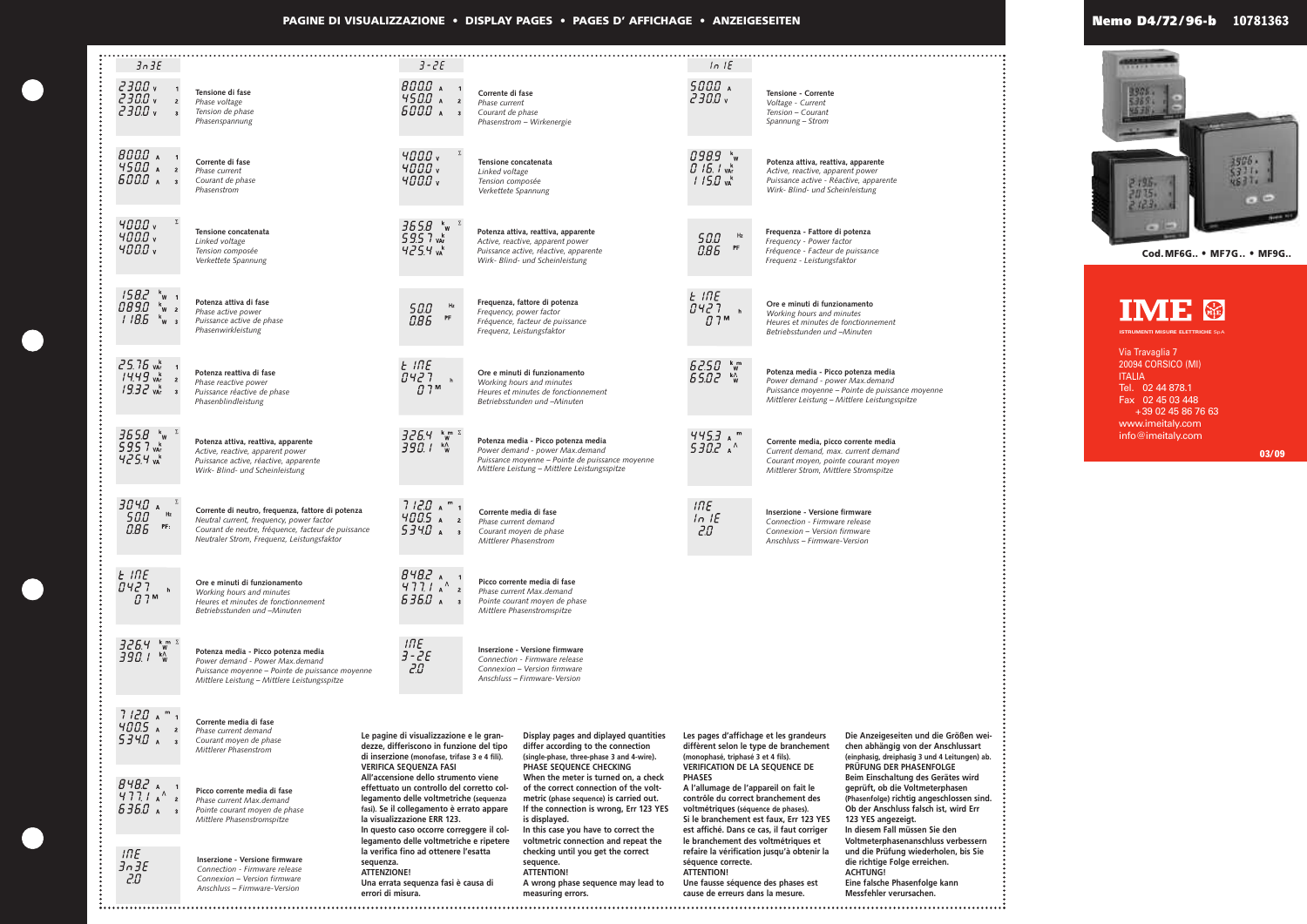# PAGINE DI VISUALIZZAZIONE • DISPLAY PAGES • PAGES D' AFFICHAGE • ANZEIGESEITEN

**Nemo D4/72/96-b** 10781363

Cod. MF6G.. • MF7G.. • MF9G..

**IME**

ISTRUMENTI MISURE ELETTRICHE SpA

Via Travaglia 7
20094 CORSICO (MI)
ITALIA
Tel. 02 44 878.1
Fax 02 45 03 448
+39 02 45 86 76 63
www.imeitaly.com
info@imeitaly.com

03/09

## 3n3E

| Display | Description |
|---|---|
| 230.0 V 1 / 230.0 V 2 / 230.0 V 3 | **Tensione di fase** / *Phase voltage* / *Tension de phase* / *Phasenspannung* |
| 800.0 A 1 / 450.0 A 2 / 600.0 A 3 | **Corrente di fase** / *Phase current* / *Courant de phase* / *Phasenstrom* |
| 400.0 V / 400.0 V / 400.0 V Σ | **Tensione concatenata** / *Linked voltage* / *Tension composée* / *Verkettete Spannung* |
| 158.2 kW 1 / 089.0 kW 2 / 118.6 kW 3 | **Potenza attiva di fase** / *Phase active power* / *Puissance active de phase* / *Phasenwirkleistung* |
| 25.76 kVAr 1 / 14.49 kVAr 2 / 19.32 kVAr 3 | **Potenza reattiva di fase** / *Phase reactive power* / *Puissance réactive de phase* / *Phasenblindleistung* |
| 365.8 kW / 595.7 kVAr / 425.4 kVA Σ | **Potenza attiva, reattiva, apparente** / *Active, reactive, apparent power* / *Puissance active, réactive, apparente* / *Wirk- Blind- und Scheinleistung* |
| 304.0 A / 50.0 Hz / 0.86 PF Σ | **Corrente di neutro, frequenza, fattore di potenza** / *Neutral current, frequency, power factor* / *Courant de neutre, fréquence, facteur de puissance* / *Neutraler Strom, Frequenz, Leistungsfaktor* |
| t InE / 0427 h / 07 M | **Ore e minuti di funzionamento** / *Working hours and minutes* / *Heures et minutes de fonctionnement* / *Betriebsstunden und –Minuten* |
| 326.4 kW m / 390.1 kW ^ Σ | **Potenza media - Picco potenza media** / *Power demand - Power Max.demand* / *Puissance moyenne – Pointe de puissance moyenne* / *Mittlere Leistung – Mittlere Leistungsspitze* |
| 712.0 A m 1 / 400.5 A 2 / 534.0 A 3 | **Corrente media di fase** / *Phase current demand* / *Courant moyen de phase* / *Mittlerer Phasenstrom* |
| 848.2 A 1 / 477.1 A ^ 2 / 636.0 A 3 | **Picco corrente media di fase** / *Phase current Max.demand* / *Pointe courant moyen de phase* / *Mittlere Phasenstromspitze* |
| InE / 3n3E / 2.0 | **Inserzione - Versione firmware** / *Connection - Firmware release* / *Connexion – Version firmware* / *Anschluss – Firmware-Version* |

## 3-2E

| Display | Description |
|---|---|
| 800.0 A 1 / 450.0 A 2 / 600.0 A 3 | **Corrente di fase** / *Phase current* / *Courant de phase* / *Phasenstrom – Wirkenergie* |
| 400.0 V / 400.0 V / 400.0 V Σ | **Tensione concatenata** / *Linked voltage* / *Tension composée* / *Verkettete Spannung* |
| 365.8 kW / 595.7 kVAr / 425.4 kVA Σ | **Potenza attiva, reattiva, apparente** / *Active, reactive, apparent power* / *Puissance active, réactive, apparente* / *Wirk- Blind- und Scheinleistung* |
| 50.0 Hz / 0.86 PF | **Frequenza, fattore di potenza** / *Frequency, power factor* / *Fréquence, facteur de puissance* / *Frequenz, Leistungsfaktor* |
| t InE / 0427 h / 07 M | **Ore e minuti di funzionamento** / *Working hours and minutes* / *Heures et minutes de fonctionnement* / *Betriebsstunden und –Minuten* |
| 326.4 kW m / 390.1 kW ^ Σ | **Potenza media - Picco potenza media** / *Power demand - power Max.demand* / *Puissance moyenne – Pointe de puissance moyenne* / *Mittlere Leistung – Mittlere Leistungsspitze* |
| 712.0 A m 1 / 400.5 A 2 / 534.0 A 3 | **Corrente media di fase** / *Phase current demand* / *Courant moyen de phase* / *Mittlerer Phasenstrom* |
| 848.2 A 1 / 477.1 A ^ 2 / 636.0 A 3 | **Picco corrente media di fase** / *Phase current Max.demand* / *Pointe courant moyen de phase* / *Mittlere Phasenstromspitze* |
| InE / 3-2E / 2.0 | **Inserzione - Versione firmware** / *Connection - Firmware release* / *Connexion – Version firmware* / *Anschluss – Firmware-Version* |

## 1n1E

| Display | Description |
|---|---|
| 500.0 A / 230.0 V | **Tensione - Corrente** / *Voltage - Current* / *Tension – Courant* / *Spannung – Strom* |
| 098.9 kW / 016.1 kVAr / 115.0 kVA | **Potenza attiva, reattiva, apparente** / *Active, reactive, apparent power* / *Puissance active - Réactive, apparente* / *Wirk- Blind- und Scheinleistung* |
| 50.0 Hz / 0.86 PF | **Frequenza - Fattore di potenza** / *Frequency - Power factor* / *Fréquence - Facteur de puissance* / *Frequenz - Leistungsfaktor* |
| t InE / 0427 h / 07 M | **Ore e minuti di funzionamento** / *Working hours and minutes* / *Heures et minutes de fonctionnement* / *Betriebsstunden und –Minuten* |
| 625.0 kW m / 650.2 kW ^ | **Potenza media - Picco potenza media** / *Power demand - power Max.demand* / *Puissance moyenne – Pointe de puissance moyenne* / *Mittlerer Leistung – Mittlere Leistungsspitze* |
| 445.3 A m / 530.2 A ^ | **Corrente media, picco corrente media** / *Current demand, max. current demand* / *Courant moyen, pointe courant moyen* / *Mittlerer Strom, Mittlere Stromspitze* |
| InE / 1n1E / 2.0 | **Inserzione - Versione firmware** / *Connection - Firmware release* / *Connexion – Version firmware* / *Anschluss – Firmware-Version* |

Le pagine di visualizzazione e le grandezze, differiscono in funzione del tipo di inserzione (monofase, trifase 3 e 4 fili).
**VERIFICA SEQUENZA FASI**
All'accensione dello strumento viene effettuato un controllo del corretto collegamento delle voltmetriche (sequenza fasi). Se il collegamento è errato appare la visualizzazione ERR 123.
In questo caso occorre correggere il collegamento delle voltmetriche e ripetere la verifica fino ad ottenere l'esatta sequenza.
**ATTENZIONE!**
Una errata sequenza fasi è causa di errori di misura.

Display pages and diplayed quantities differ according to the connection (single-phase, three-phase 3 and 4-wire).
**PHASE SEQUENCE CHECKING**
When the meter is turned on, a check of the correct connection of the voltmetric (phase sequence) is carried out. If the connection is wrong, Err 123 YES is displayed.
In this case you have to correct the voltmetric connection and repeat the checking until you get the correct sequence.
**ATTENTION!**
A wrong phase sequence may lead to measuring errors.

Les pages d'affichage et les grandeurs diffèrent selon le type de branchement (monophasé, triphasé 3 et 4 fils).
**VERIFICATION DE LA SEQUENCE DE PHASES**
A l'allumage de l'appareil on fait le contrôle du correct branchement des voltmétriques (séquence de phases).
Si le branchement est faux, Err 123 YES est affiché. Dans ce cas, il faut corriger le branchement des voltmétriques et refaire la vérification jusqu'à obtenir la séquence correcte.
**ATTENTION!**
Une fausse séquence des phases est cause de erreurs dans la mesure.

Die Anzeigeseiten und die Größen weichen abhängig von der Anschlussart (einphasig, dreiphasig 3 und 4 Leitungen) ab.
**PRÜFUNG DER PHASENFOLGE**
Beim Einschaltung des Gerätes wird geprüft, ob die Voltmeterphasen (Phasenfolge) richtig angeschlossen sind. Ob der Anschluss falsch ist, wird Err 123 YES angezeigt.
In diesem Fall müssen Sie den Voltmeterphasenanschluss verbessern und die Prüfung wiederholen, bis Sie die richtige Folge erreichen.
**ACHTUNG!**
Eine falsche Phasenfolge kann Messfehler verursachen.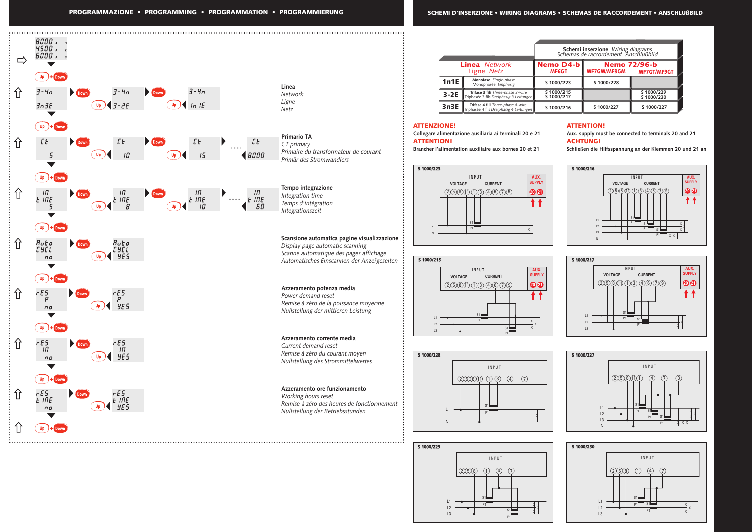## PROGRAMMAZIONE • PROGRAMMING • PROGRAMMATION • PROGRAMMIERUNG

8000 A 1
4500 A 2
6000 A 3

Up + Down

3-4n / 3n3E — Down → 3-4n / 3-2E — Down → 3-4n / 1n1E (Up ←)

**Linea**
*Network*
*Ligne*
*Netz*

Up + Down

Ct 5 — Down → Ct 10 — Down → Ct 15 → ......... Ct 8000 (Up ←)

**Primario TA**
*CT primary*
*Primaire du transformateur de courant*
*Primär des Stromwandlers*

Up + Down

In t InE 5 — Down → In t InE 8 — Down → In t InE 10 → ......... In t InE 60 (Up ←)

**Tempo integrazione**
*Integration time*
*Temps d'intégration*
*Integrationszeit*

Up + Down

Auto CYCL no — Down → Auto CYCL YES (Up ←)

**Scansione automatica pagine visualizzazione**
*Display page automatic scanning*
*Scanne automatique des pages affichage*
*Automatisches Einscannen der Anzeigeseiten*

Up + Down

rES P no — Down → rES P YES (Up ←)

**Azzeramento potenza media**
*Power demand reset*
*Remise à zéro de la poissance moyenne*
*Nullstellung der mittleren Leistung*

Up + Down

rES In no — Down → rES In YES (Up ←)

**Azzeramento corrente media**
*Current demand reset*
*Remise à zéro du courant moyen*
*Nullstellung des Strommittelwertes*

Up + Down

rES t InE no — Down → rES t InE YES (Up ←)

**Azzeramento ore funzionamento**
*Working hours reset*
*Remise à zéro des heures de fonctionnement*
*Nullstellung der Betriebsstunden*

Up + Down

## SCHEMI D'INSERZIONE • WIRING DIAGRAMS • SCHEMAS DE RACCORDEMENT • ANSCHLUßBILD

| Linea *Network* Ligne *Netz* | | Nemo D4-b MF6GT | Nemo 72/96-b MF7GM/MF9GM | MF7GT/MF9GT |
|---|---|---|---|---|
| | | **Schemi inserzione** *Wiring diagrams* *Schemas de raccordement* *Anschlußbild* | | |
| 1n1E | Monofase *Single-phase* Monophasée *Einphasig* | S 1000/223 | S 1000/228 | |
| 3-2E | Trifase 3 fili *Three-phase 3-wire* Triphasée 3 fils *Dreiphasig 3 Leitungen* | S 1000/215 S 1000/217 | | S 1000/229 S 1000/230 |
| 3n3E | Trifase 4 fili *Three-phase 4-wire* Triphasée 4 fils *Dreiphasig 4 Leitungen* | S 1000/216 | S 1000/227 | S 1000/227 |

**ATTENZIONE!**
Collegare alimentazione ausiliaria ai terminali 20 e 21

**ATTENTION!**
Brancher l'alimentation auxiliaire aux bornes 20 et 21

**ATTENTION!**
Aux. supply must be connected to terminals 20 and 21

**ACHTUNG!**
Schließen die Hilfsspannung an der Klemmen 20 und 21 an

**S 1000/223**
INPUT — VOLTAGE — CURRENT — AUX. SUPPLY
2 5 8 11 1 3 4 6 7 9 — 20 21
L, N, S1, P1

**S 1000/216**
INPUT — VOLTAGE — CURRENT — AUX. SUPPLY
2 5 8 11 1 3 4 6 7 9 — 20 21
L1, L2, L3, N, S1, P1

**S 1000/215**
INPUT — VOLTAGE — CURRENT — AUX. SUPPLY
2 5 8 11 1 3 4 6 7 9 — 20 21
L1, L2, L3, S1, P1

**S 1000/217**
INPUT — VOLTAGE — CURRENT — AUX. SUPPLY
2 5 8 11 1 3 4 6 7 9 — 20 21
L1, L2, L3, S1, P1

**S 1000/228**
INPUT
2 5 8 11 1 3 4 7
L, N, S1, P1

**S 1000/227**
INPUT
2 5 8 11 1 4 7 3
L1, L2, L3, N, S1, P1

**S 1000/229**
INPUT
2 5 8 1 4 7
L1, L2, L3, S1, P1

**S 1000/230**
INPUT
2 5 8 1 4 7
L1, L2, L3, S1, P1